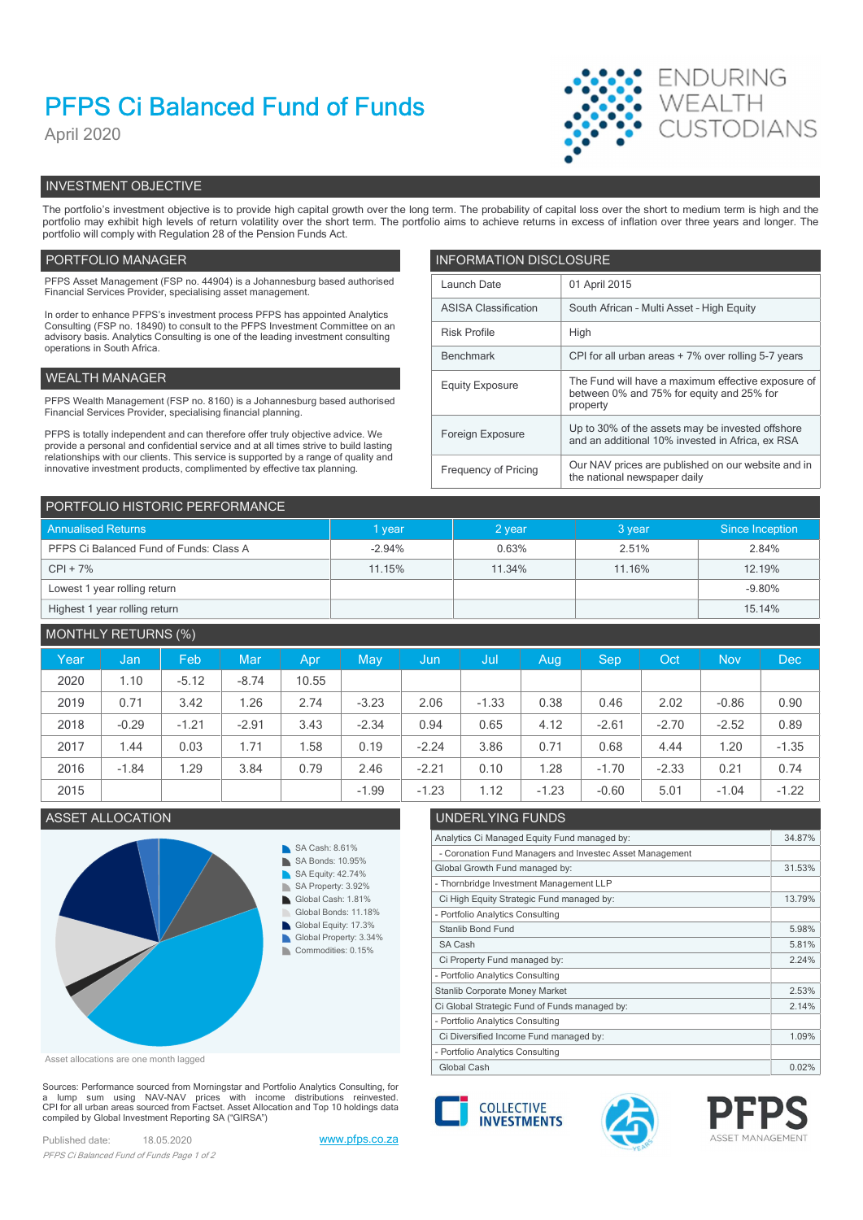# PFPS Ci Balanced Fund of Funds

April 2020

ENDURING WEALTH CUSTODIANS

## INVESTMENT OBJECTIVE

The portfolio's investment objective is to provide high capital growth over the long term. The probability of capital loss over the short to medium term is high and the portfolio may exhibit high levels of return volatility over the short term. The portfolio aims to achieve returns in excess of inflation over three years and longer. The portfolio will comply with Regulation 28 of the Pension Funds Act.

## PORTFOLIO MANAGER

PFPS Asset Management (FSP no. 44904) is a Johannesburg based authorised Financial Services Provider, specialising asset management.

In order to enhance PFPS's investment process PFPS has appointed Analytics Consulting (FSP no. 18490) to consult to the PFPS Investment Committee on an advisory basis. Analytics Consulting is one of the leading investment consulting operations in South Africa.

## WEALTH MANAGER

PFPS Wealth Management (FSP no. 8160) is a Johannesburg based authorised Financial Services Provider, specialising financial planning.

PFPS is totally independent and can therefore offer truly objective advice. We provide a personal and confidential service and at all times strive to build lasting relationships with our clients. This service is supported by a range of quality and innovative investment products, complimented by effective tax planning.

## INFORMATION DISCLOSURE

| | |
|---|---|
| Launch Date | 01 April 2015 |
| ASISA Classification | South African - Multi Asset - High Equity |
| Risk Profile | High |
| Benchmark | CPI for all urban areas + 7% over rolling 5-7 years |
| Equity Exposure | The Fund will have a maximum effective exposure of between 0% and 75% for equity and 25% for property |
| Foreign Exposure | Up to 30% of the assets may be invested offshore and an additional 10% invested in Africa, ex RSA |
| Frequency of Pricing | Our NAV prices are published on our website and in the national newspaper daily |

## PORTFOLIO HISTORIC PERFORMANCE

| Annualised Returns | 1 year | 2 year | 3 year | Since Inception |
|---|---|---|---|---|
| PFPS Ci Balanced Fund of Funds: Class A | -2.94% | 0.63% | 2.51% | 2.84% |
| CPI + 7% | 11.15% | 11.34% | 11.16% | 12.19% |
| Lowest 1 year rolling return | | | | -9.80% |
| Highest 1 year rolling return | | | | 15.14% |

## MONTHLY RETURNS (%)

| Year | Jan | Feb | Mar | Apr | May | Jun | Jul | Aug | Sep | Oct | Nov | Dec |
|---|---|---|---|---|---|---|---|---|---|---|---|---|
| 2020 | 1.10 | -5.12 | -8.74 | 10.55 | | | | | | | | |
| 2019 | 0.71 | 3.42 | 1.26 | 2.74 | -3.23 | 2.06 | -1.33 | 0.38 | 0.46 | 2.02 | -0.86 | 0.90 |
| 2018 | -0.29 | -1.21 | -2.91 | 3.43 | -2.34 | 0.94 | 0.65 | 4.12 | -2.61 | -2.70 | -2.52 | 0.89 |
| 2017 | 1.44 | 0.03 | 1.71 | 1.58 | 0.19 | -2.24 | 3.86 | 0.71 | 0.68 | 4.44 | 1.20 | -1.35 |
| 2016 | -1.84 | 1.29 | 3.84 | 0.79 | 2.46 | -2.21 | 0.10 | 1.28 | -1.70 | -2.33 | 0.21 | 0.74 |
| 2015 | | | | | -1.99 | -1.23 | 1.12 | -1.23 | -0.60 | 5.01 | -1.04 | -1.22 |

## ASSET ALLOCATION

- SA Cash: 8.61%
- SA Bonds: 10.95%
- SA Equity: 42.74%
- SA Property: 3.92%
- Global Cash: 1.81%
- Global Bonds: 11.18%
- Global Equity: 17.3%
- Global Property: 3.34%
- Commodities: 0.15%

Asset allocations are one month lagged

## UNDERLYING FUNDS

| | |
|---|---|
| Analytics Ci Managed Equity Fund managed by: | 34.87% |
| - Coronation Fund Managers and Investec Asset Management | |
| Global Growth Fund managed by: | 31.53% |
| - Thornbridge Investment Management LLP | |
| Ci High Equity Strategic Fund managed by: | 13.79% |
| - Portfolio Analytics Consulting | |
| Stanlib Bond Fund | 5.98% |
| SA Cash | 5.81% |
| Ci Property Fund managed by: | 2.24% |
| - Portfolio Analytics Consulting | |
| Stanlib Corporate Money Market | 2.53% |
| Ci Global Strategic Fund of Funds managed by: | 2.14% |
| - Portfolio Analytics Consulting | |
| Ci Diversified Income Fund managed by: | 1.09% |
| - Portfolio Analytics Consulting | |
| Global Cash | 0.02% |

Sources: Performance sourced from Morningstar and Portfolio Analytics Consulting, for a lump sum using NAV-NAV prices with income distributions reinvested. CPI for all urban areas sourced from Factset. Asset Allocation and Top 10 holdings data compiled by Global Investment Reporting SA ("GIRSA")

Published date: 18.05.2020

www.pfps.co.za

COLLECTIVE INVESTMENTS

PFPS ASSET MANAGEMENT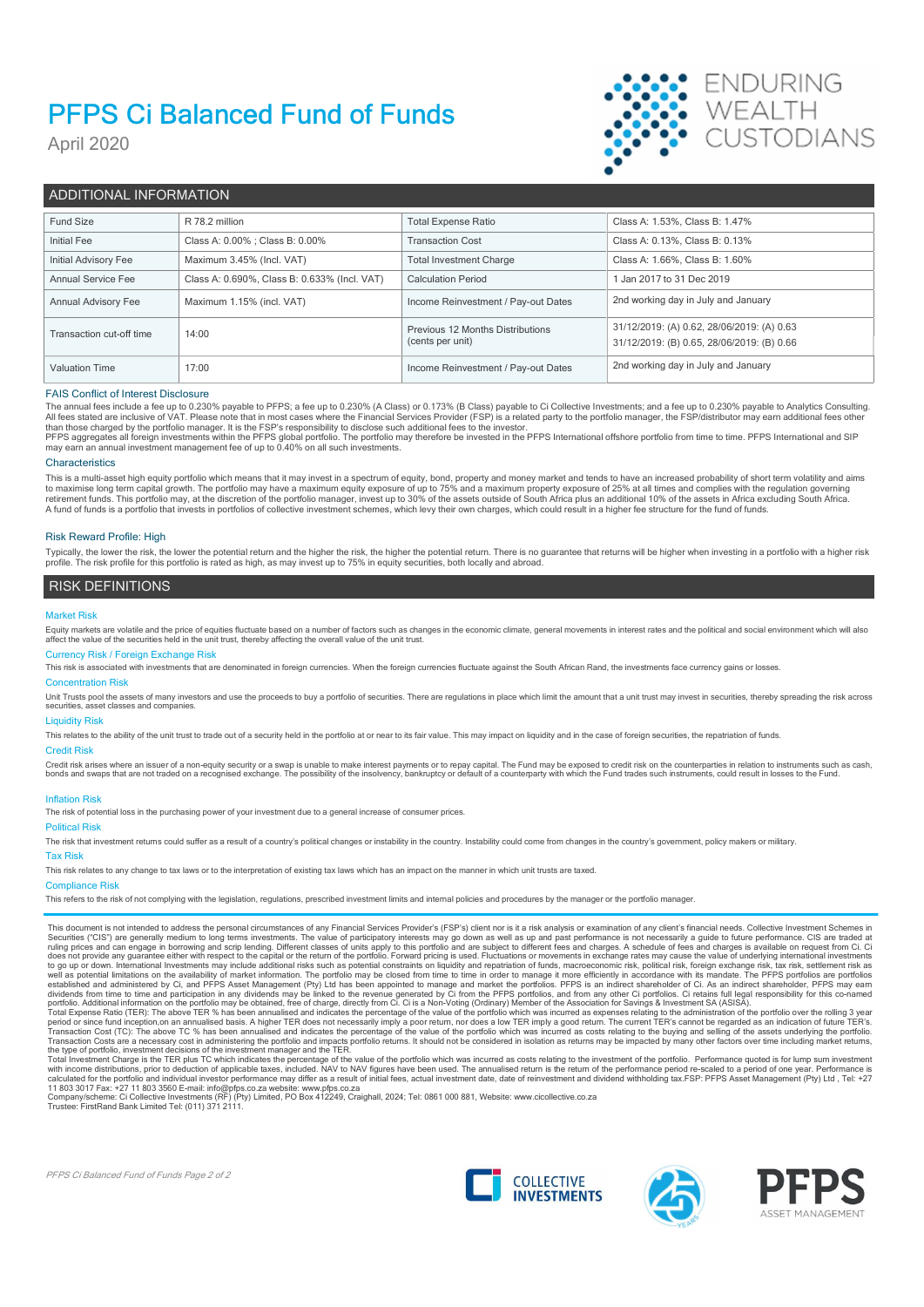# PFPS Ci Balanced Fund of Funds

April 2020

## ADDITIONAL INFORMATION

| | | | |
|---|---|---|---|
| Fund Size | R 78.2 million | Total Expense Ratio | Class A: 1.53%, Class B: 1.47% |
| Initial Fee | Class A: 0.00% ; Class B: 0.00% | Transaction Cost | Class A: 0.13%, Class B: 0.13% |
| Initial Advisory Fee | Maximum 3.45% (Incl. VAT) | Total Investment Charge | Class A: 1.66%, Class B: 1.60% |
| Annual Service Fee | Class A: 0.690%, Class B: 0.633% (Incl. VAT) | Calculation Period | 1 Jan 2017 to 31 Dec 2019 |
| Annual Advisory Fee | Maximum 1.15% (incl. VAT) | Income Reinvestment / Pay-out Dates | 2nd working day in July and January |
| Transaction cut-off time | 14:00 | Previous 12 Months Distributions (cents per unit) | 31/12/2019: (A) 0.62, 28/06/2019: (A) 0.63<br>31/12/2019: (B) 0.65, 28/06/2019: (B) 0.66 |
| Valuation Time | 17:00 | Income Reinvestment / Pay-out Dates | 2nd working day in July and January |

### FAIS Conflict of Interest Disclosure

The annual fees include a fee up to 0.230% payable to PFPS; a fee up to 0.230% (A Class) or 0.173% (B Class) payable to Ci Collective Investments; and a fee up to 0.230% payable to Analytics Consulting. All fees stated are inclusive of VAT. Please note that in most cases where the Financial Services Provider (FSP) is a related party to the portfolio manager, the FSP/distributor may earn additional fees other than those charged by the portfolio manager. It is the FSP's responsibility to disclose such additional fees to the investor.
PFPS aggregates all foreign investments within the PFPS global portfolio. The portfolio may therefore be invested in the PFPS International offshore portfolio from time to time. PFPS International and SIP may earn an annual investment management fee of up to 0.40% on all such investments.

### Characteristics

This is a multi-asset high equity portfolio which means that it may invest in a spectrum of equity, bond, property and money market and tends to have an increased probability of short term volatility and aims to maximise long term capital growth. The portfolio may have a maximum equity exposure of up to 75% and a maximum property exposure of 25% at all times and complies with the regulation governing retirement funds. This portfolio may, at the discretion of the portfolio manager, invest up to 30% of the assets outside of South Africa plus an additional 10% of the assets in Africa excluding South Africa.
A fund of funds is a portfolio that invests in portfolios of collective investment schemes, which levy their own charges, which could result in a higher fee structure for the fund of funds.

### Risk Reward Profile: High

Typically, the lower the risk, the lower the potential return and the higher the risk, the higher the potential return. There is no guarantee that returns will be higher when investing in a portfolio with a higher risk profile. The risk profile for this portfolio is rated as high, as may invest up to 75% in equity securities, both locally and abroad.

## RISK DEFINITIONS

### Market Risk

Equity markets are volatile and the price of equities fluctuate based on a number of factors such as changes in the economic climate, general movements in interest rates and the political and social environment which will also affect the value of the securities held in the unit trust, thereby affecting the overall value of the unit trust.

### Currency Risk / Foreign Exchange Risk

This risk is associated with investments that are denominated in foreign currencies. When the foreign currencies fluctuate against the South African Rand, the investments face currency gains or losses.

### Concentration Risk

Unit Trusts pool the assets of many investors and use the proceeds to buy a portfolio of securities. There are regulations in place which limit the amount that a unit trust may invest in securities, thereby spreading the risk across securities, asset classes and companies.

### Liquidity Risk

This relates to the ability of the unit trust to trade out of a security held in the portfolio at or near to its fair value. This may impact on liquidity and in the case of foreign securities, the repatriation of funds.

### Credit Risk

Credit risk arises where an issuer of a non-equity security or a swap is unable to make interest payments or to repay capital. The Fund may be exposed to credit risk on the counterparties in relation to instruments such as cash, bonds and swaps that are not traded on a recognised exchange. The possibility of the insolvency, bankruptcy or default of a counterparty with which the Fund trades such instruments, could result in losses to the Fund.

### Inflation Risk

The risk of potential loss in the purchasing power of your investment due to a general increase of consumer prices.

### Political Risk

The risk that investment returns could suffer as a result of a country's political changes or instability in the country. Instability could come from changes in the country's government, policy makers or military.

### Tax Risk

This risk relates to any change to tax laws or to the interpretation of existing tax laws which has an impact on the manner in which unit trusts are taxed.

### Compliance Risk

This refers to the risk of not complying with the legislation, regulations, prescribed investment limits and internal policies and procedures by the manager or the portfolio manager.

This document is not intended to address the personal circumstances of any Financial Services Provider's (FSP's) client nor is it a risk analysis or examination of any client's financial needs. Collective Investment Schemes in Securities ("CIS") are generally medium to long terms investments. The value of participatory interests may go down as well as up and past performance is not necessarily a guide to future performance. CIS are traded at ruling prices and can engage in borrowing and scrip lending. Different classes of units apply to this portfolio and are subject to different fees and charges. A schedule of fees and charges is available on request from Ci. Ci does not provide any guarantee either with respect to the capital or the return of the portfolio. Forward pricing is used. Fluctuations or movements in exchange rates may cause the value of underlying international investments to go up or down. International Investments may include additional risks such as potential constraints on liquidity and repatriation of funds, macroeconomic risk, political risk, foreign exchange risk, tax risk, settlement risk as well as potential limitations on the availability of market information. The portfolio may be closed from time to time in order to manage it more efficiently in accordance with its mandate. The PFPS portfolios are portfolios established and administered by Ci, and PFPS Asset Management (Pty) Ltd has been appointed to manage and market the portfolios. PFPS is an indirect shareholder of Ci. As an indirect shareholder, PFPS may earn dividends from time to time and participation in any dividends may be linked to the revenue generated by Ci from the PFPS portfolios, and from any other Ci portfolios. Ci retains full legal responsibility for this co-named portfolio. Additional information on the portfolio may be obtained, free of charge, directly from Ci. Ci is a Non-Voting (Ordinary) Member of the Association for Savings & Investment SA (ASISA).
Total Expense Ratio (TER): The above TER % has been annualised and indicates the percentage of the value of the portfolio which was incurred as expenses relating to the administration of the portfolio over the rolling 3 year period or since fund inception,on an annualised basis. A higher TER does not necessarily imply a poor return, nor does a low TER imply a good return. The current TER's cannot be regarded as an indication of future TER's. Transaction Cost (TC): The above TC % has been annualised and indicates the percentage of the value of the portfolio which was incurred as costs relating to the buying and selling of the assets underlying the portfolio. Transaction Costs are a necessary cost in administering the portfolio and impacts portfolio returns. It should not be considered in isolation as returns may be impacted by many other factors over time including market returns, the type of portfolio, investment decisions of the investment manager and the TER.
Total Investment Charge is the TER plus TC which indicates the percentage of the value of the portfolio which was incurred as costs relating to the investment of the portfolio. Performance quoted is for lump sum investment with income distributions, prior to deduction of applicable taxes, included. NAV to NAV figures have been used. The annualised return is the return of the performance period re-scaled to a period of one year. Performance is calculated for the portfolio and individual investor performance may differ as a result of initial fees, actual investment date, date of reinvestment and dividend withholding tax.FSP: PFPS Asset Management (Pty) Ltd , Tel: +27 11 803 3017 Fax: +27 11 803 3560 E-mail: info@pfps.co.za website: www.pfps.co.za
Company/scheme: Ci Collective Investments (RF) (Pty) Limited, PO Box 412249, Craighall, 2024; Tel: 0861 000 881, Website: www.cicollective.co.za
Trustee: FirstRand Bank Limited Tel: (011) 371 2111.